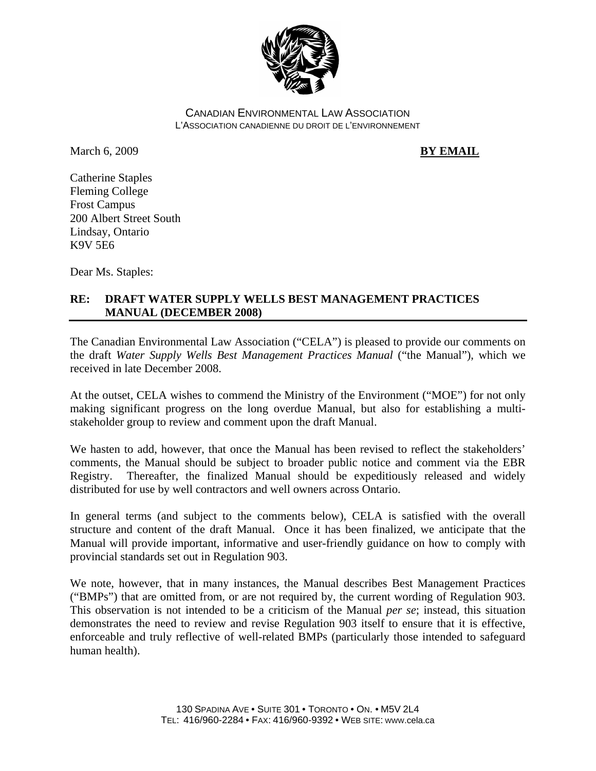CANADIAN ENVIRONMENTAL LAW ASSOCIATION
L'ASSOCIATION CANADIENNE DU DROIT DE L'ENVIRONNEMENT

March 6, 2009

**BY EMAIL**

Catherine Staples
Fleming College
Frost Campus
200 Albert Street South
Lindsay, Ontario
K9V 5E6

Dear Ms. Staples:

**RE: DRAFT WATER SUPPLY WELLS BEST MANAGEMENT PRACTICES MANUAL (DECEMBER 2008)**

The Canadian Environmental Law Association ("CELA") is pleased to provide our comments on the draft *Water Supply Wells Best Management Practices Manual* ("the Manual"), which we received in late December 2008.

At the outset, CELA wishes to commend the Ministry of the Environment ("MOE") for not only making significant progress on the long overdue Manual, but also for establishing a multi-stakeholder group to review and comment upon the draft Manual.

We hasten to add, however, that once the Manual has been revised to reflect the stakeholders' comments, the Manual should be subject to broader public notice and comment via the EBR Registry. Thereafter, the finalized Manual should be expeditiously released and widely distributed for use by well contractors and well owners across Ontario.

In general terms (and subject to the comments below), CELA is satisfied with the overall structure and content of the draft Manual. Once it has been finalized, we anticipate that the Manual will provide important, informative and user-friendly guidance on how to comply with provincial standards set out in Regulation 903.

We note, however, that in many instances, the Manual describes Best Management Practices ("BMPs") that are omitted from, or are not required by, the current wording of Regulation 903. This observation is not intended to be a criticism of the Manual *per se*; instead, this situation demonstrates the need to review and revise Regulation 903 itself to ensure that it is effective, enforceable and truly reflective of well-related BMPs (particularly those intended to safeguard human health).

130 SPADINA AVE • SUITE 301 • TORONTO • ON. • M5V 2L4
TEL: 416/960-2284 • FAX: 416/960-9392 • WEB SITE: www.cela.ca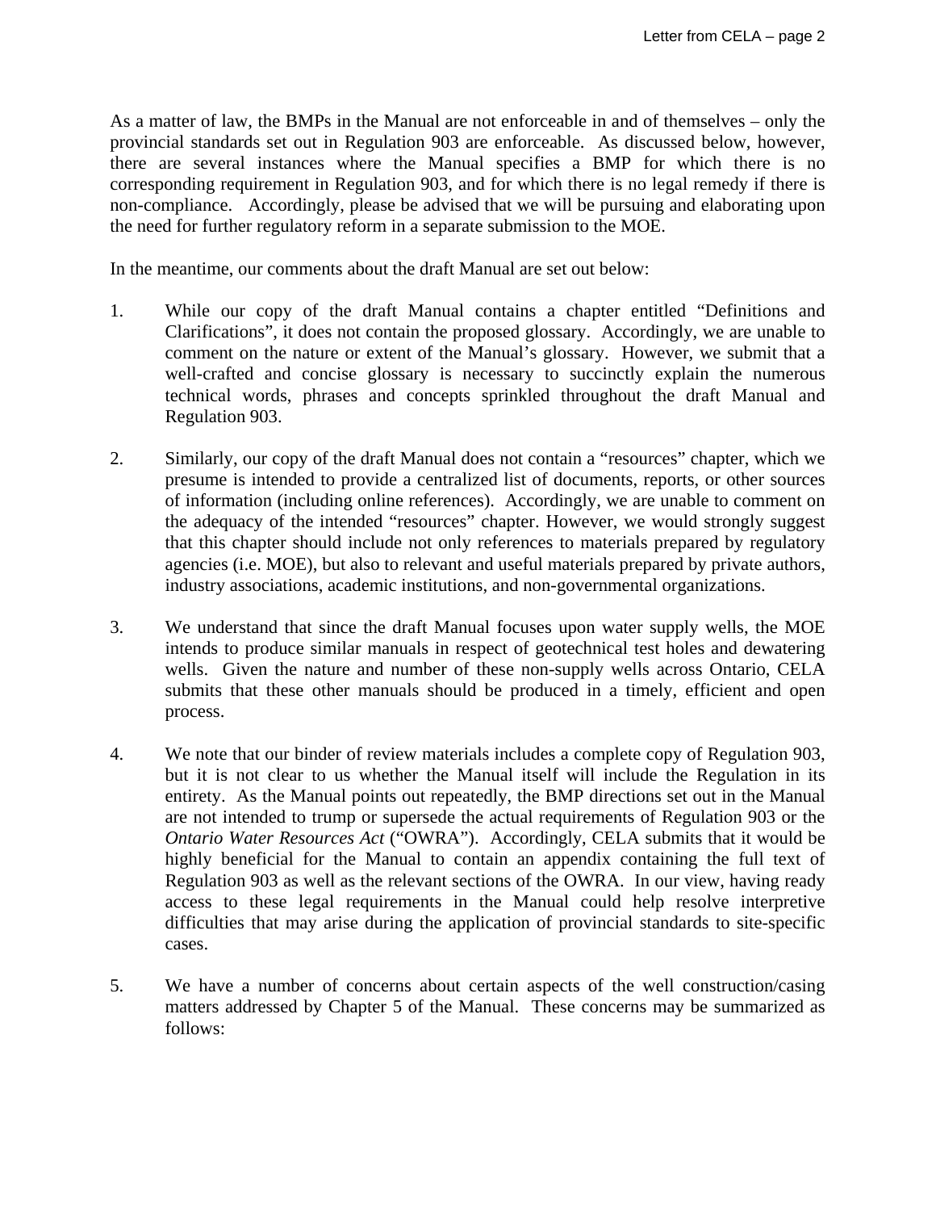As a matter of law, the BMPs in the Manual are not enforceable in and of themselves – only the provincial standards set out in Regulation 903 are enforceable. As discussed below, however, there are several instances where the Manual specifies a BMP for which there is no corresponding requirement in Regulation 903, and for which there is no legal remedy if there is non-compliance. Accordingly, please be advised that we will be pursuing and elaborating upon the need for further regulatory reform in a separate submission to the MOE.

In the meantime, our comments about the draft Manual are set out below:

1. While our copy of the draft Manual contains a chapter entitled "Definitions and Clarifications", it does not contain the proposed glossary. Accordingly, we are unable to comment on the nature or extent of the Manual's glossary. However, we submit that a well-crafted and concise glossary is necessary to succinctly explain the numerous technical words, phrases and concepts sprinkled throughout the draft Manual and Regulation 903.

2. Similarly, our copy of the draft Manual does not contain a "resources" chapter, which we presume is intended to provide a centralized list of documents, reports, or other sources of information (including online references). Accordingly, we are unable to comment on the adequacy of the intended "resources" chapter. However, we would strongly suggest that this chapter should include not only references to materials prepared by regulatory agencies (i.e. MOE), but also to relevant and useful materials prepared by private authors, industry associations, academic institutions, and non-governmental organizations.

3. We understand that since the draft Manual focuses upon water supply wells, the MOE intends to produce similar manuals in respect of geotechnical test holes and dewatering wells. Given the nature and number of these non-supply wells across Ontario, CELA submits that these other manuals should be produced in a timely, efficient and open process.

4. We note that our binder of review materials includes a complete copy of Regulation 903, but it is not clear to us whether the Manual itself will include the Regulation in its entirety. As the Manual points out repeatedly, the BMP directions set out in the Manual are not intended to trump or supersede the actual requirements of Regulation 903 or the *Ontario Water Resources Act* ("OWRA"). Accordingly, CELA submits that it would be highly beneficial for the Manual to contain an appendix containing the full text of Regulation 903 as well as the relevant sections of the OWRA. In our view, having ready access to these legal requirements in the Manual could help resolve interpretive difficulties that may arise during the application of provincial standards to site-specific cases.

5. We have a number of concerns about certain aspects of the well construction/casing matters addressed by Chapter 5 of the Manual. These concerns may be summarized as follows: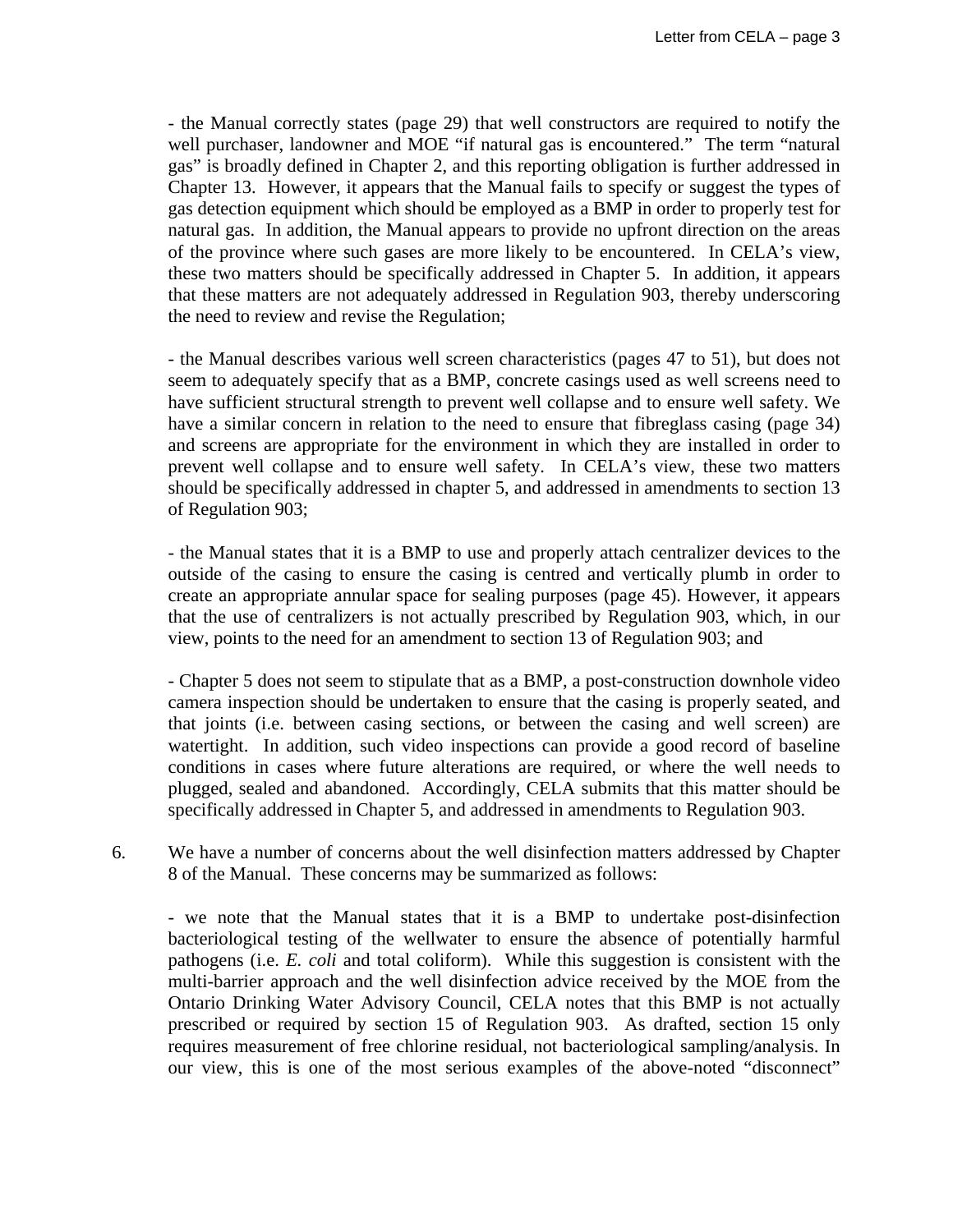- the Manual correctly states (page 29) that well constructors are required to notify the well purchaser, landowner and MOE "if natural gas is encountered." The term "natural gas" is broadly defined in Chapter 2, and this reporting obligation is further addressed in Chapter 13. However, it appears that the Manual fails to specify or suggest the types of gas detection equipment which should be employed as a BMP in order to properly test for natural gas. In addition, the Manual appears to provide no upfront direction on the areas of the province where such gases are more likely to be encountered. In CELA's view, these two matters should be specifically addressed in Chapter 5. In addition, it appears that these matters are not adequately addressed in Regulation 903, thereby underscoring the need to review and revise the Regulation;

- the Manual describes various well screen characteristics (pages 47 to 51), but does not seem to adequately specify that as a BMP, concrete casings used as well screens need to have sufficient structural strength to prevent well collapse and to ensure well safety. We have a similar concern in relation to the need to ensure that fibreglass casing (page 34) and screens are appropriate for the environment in which they are installed in order to prevent well collapse and to ensure well safety. In CELA's view, these two matters should be specifically addressed in chapter 5, and addressed in amendments to section 13 of Regulation 903;

- the Manual states that it is a BMP to use and properly attach centralizer devices to the outside of the casing to ensure the casing is centred and vertically plumb in order to create an appropriate annular space for sealing purposes (page 45). However, it appears that the use of centralizers is not actually prescribed by Regulation 903, which, in our view, points to the need for an amendment to section 13 of Regulation 903; and

- Chapter 5 does not seem to stipulate that as a BMP, a post-construction downhole video camera inspection should be undertaken to ensure that the casing is properly seated, and that joints (i.e. between casing sections, or between the casing and well screen) are watertight. In addition, such video inspections can provide a good record of baseline conditions in cases where future alterations are required, or where the well needs to plugged, sealed and abandoned. Accordingly, CELA submits that this matter should be specifically addressed in Chapter 5, and addressed in amendments to Regulation 903.

6. We have a number of concerns about the well disinfection matters addressed by Chapter 8 of the Manual. These concerns may be summarized as follows:

   - we note that the Manual states that it is a BMP to undertake post-disinfection bacteriological testing of the wellwater to ensure the absence of potentially harmful pathogens (i.e. *E. coli* and total coliform). While this suggestion is consistent with the multi-barrier approach and the well disinfection advice received by the MOE from the Ontario Drinking Water Advisory Council, CELA notes that this BMP is not actually prescribed or required by section 15 of Regulation 903. As drafted, section 15 only requires measurement of free chlorine residual, not bacteriological sampling/analysis. In our view, this is one of the most serious examples of the above-noted "disconnect"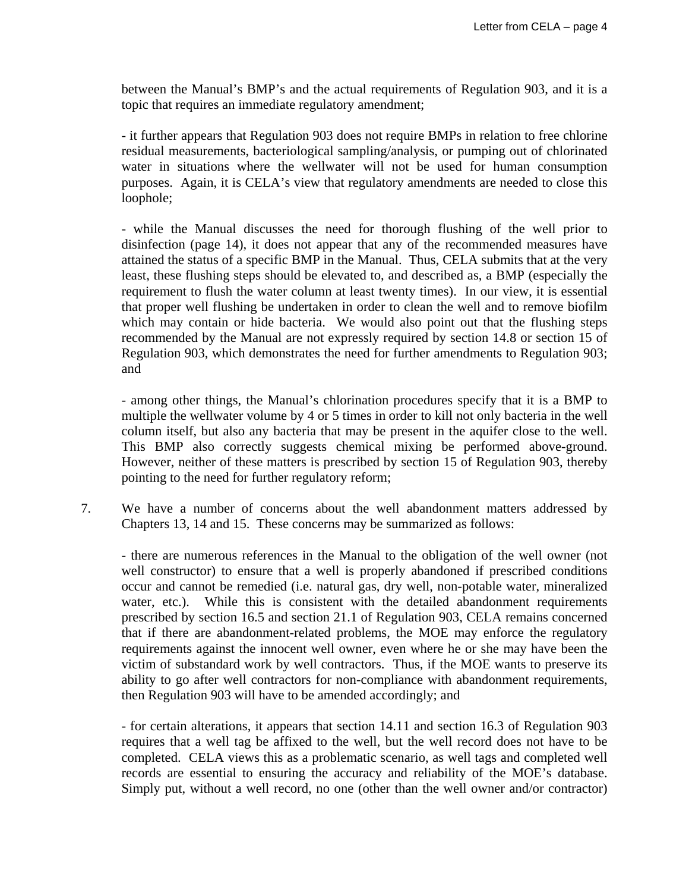between the Manual's BMP's and the actual requirements of Regulation 903, and it is a topic that requires an immediate regulatory amendment;

- it further appears that Regulation 903 does not require BMPs in relation to free chlorine residual measurements, bacteriological sampling/analysis, or pumping out of chlorinated water in situations where the wellwater will not be used for human consumption purposes. Again, it is CELA's view that regulatory amendments are needed to close this loophole;

- while the Manual discusses the need for thorough flushing of the well prior to disinfection (page 14), it does not appear that any of the recommended measures have attained the status of a specific BMP in the Manual. Thus, CELA submits that at the very least, these flushing steps should be elevated to, and described as, a BMP (especially the requirement to flush the water column at least twenty times). In our view, it is essential that proper well flushing be undertaken in order to clean the well and to remove biofilm which may contain or hide bacteria. We would also point out that the flushing steps recommended by the Manual are not expressly required by section 14.8 or section 15 of Regulation 903, which demonstrates the need for further amendments to Regulation 903; and

- among other things, the Manual's chlorination procedures specify that it is a BMP to multiple the wellwater volume by 4 or 5 times in order to kill not only bacteria in the well column itself, but also any bacteria that may be present in the aquifer close to the well. This BMP also correctly suggests chemical mixing be performed above-ground. However, neither of these matters is prescribed by section 15 of Regulation 903, thereby pointing to the need for further regulatory reform;

7. We have a number of concerns about the well abandonment matters addressed by Chapters 13, 14 and 15. These concerns may be summarized as follows:

   - there are numerous references in the Manual to the obligation of the well owner (not well constructor) to ensure that a well is properly abandoned if prescribed conditions occur and cannot be remedied (i.e. natural gas, dry well, non-potable water, mineralized water, etc.). While this is consistent with the detailed abandonment requirements prescribed by section 16.5 and section 21.1 of Regulation 903, CELA remains concerned that if there are abandonment-related problems, the MOE may enforce the regulatory requirements against the innocent well owner, even where he or she may have been the victim of substandard work by well contractors. Thus, if the MOE wants to preserve its ability to go after well contractors for non-compliance with abandonment requirements, then Regulation 903 will have to be amended accordingly; and

   - for certain alterations, it appears that section 14.11 and section 16.3 of Regulation 903 requires that a well tag be affixed to the well, but the well record does not have to be completed. CELA views this as a problematic scenario, as well tags and completed well records are essential to ensuring the accuracy and reliability of the MOE's database. Simply put, without a well record, no one (other than the well owner and/or contractor)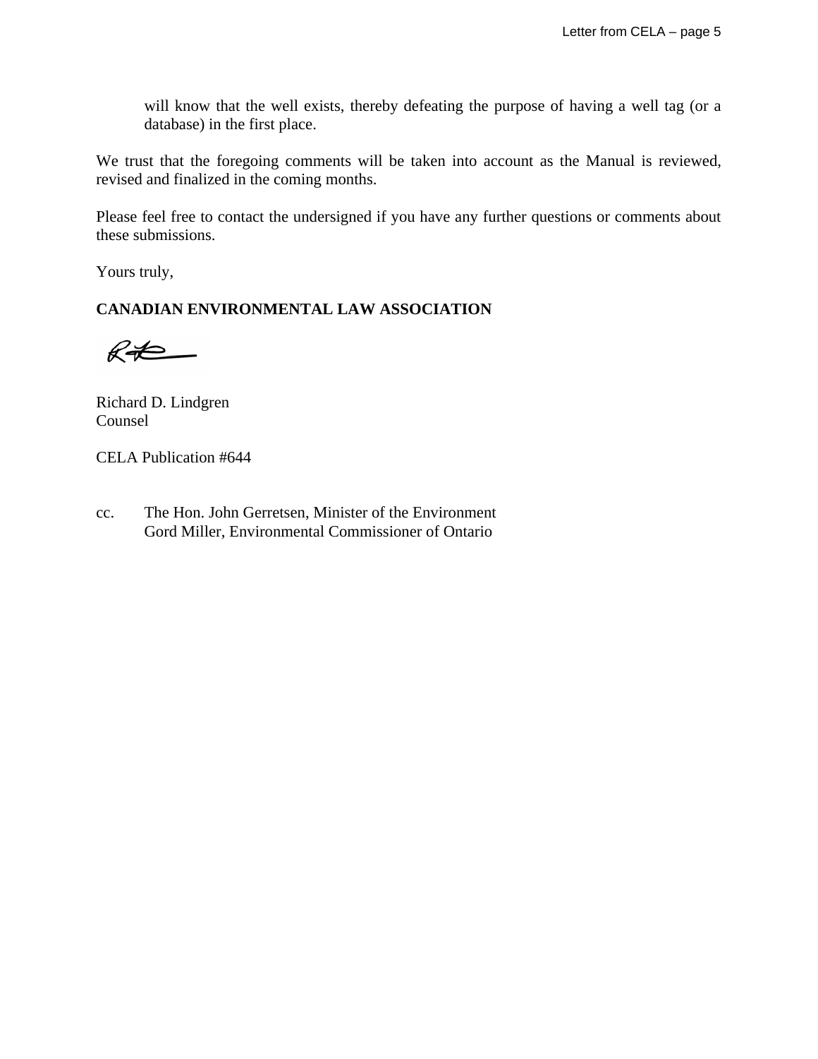will know that the well exists, thereby defeating the purpose of having a well tag (or a database) in the first place.

We trust that the foregoing comments will be taken into account as the Manual is reviewed, revised and finalized in the coming months.

Please feel free to contact the undersigned if you have any further questions or comments about these submissions.

Yours truly,

**CANADIAN ENVIRONMENTAL LAW ASSOCIATION**

Richard D. Lindgren
Counsel

CELA Publication #644

cc. The Hon. John Gerretsen, Minister of the Environment
Gord Miller, Environmental Commissioner of Ontario